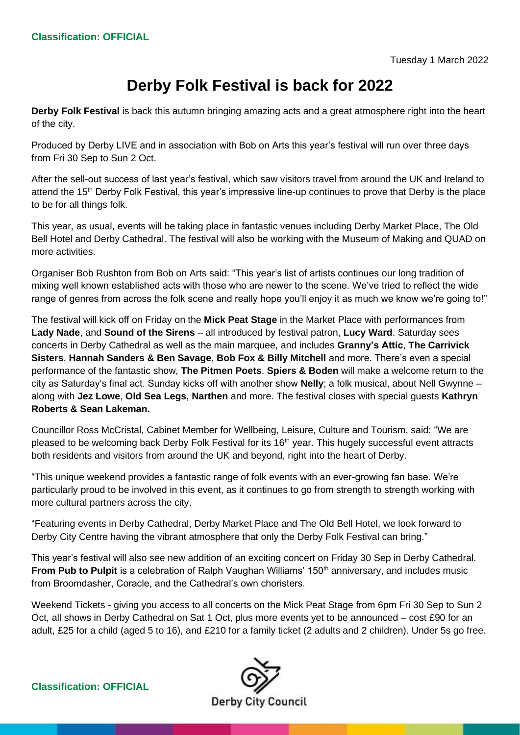**Classification: OFFICIAL**

Tuesday 1 March 2022

# Derby Folk Festival is back for 2022

**Derby Folk Festival** is back this autumn bringing amazing acts and a great atmosphere right into the heart of the city.

Produced by Derby LIVE and in association with Bob on Arts this year's festival will run over three days from Fri 30 Sep to Sun 2 Oct.

After the sell-out success of last year's festival, which saw visitors travel from around the UK and Ireland to attend the 15th Derby Folk Festival, this year's impressive line-up continues to prove that Derby is the place to be for all things folk.

This year, as usual, events will be taking place in fantastic venues including Derby Market Place, The Old Bell Hotel and Derby Cathedral. The festival will also be working with the Museum of Making and QUAD on more activities.

Organiser Bob Rushton from Bob on Arts said: "This year's list of artists continues our long tradition of mixing well known established acts with those who are newer to the scene. We've tried to reflect the wide range of genres from across the folk scene and really hope you'll enjoy it as much we know we're going to!"

The festival will kick off on Friday on the **Mick Peat Stage** in the Market Place with performances from **Lady Nade**, and **Sound of the Sirens** – all introduced by festival patron, **Lucy Ward**. Saturday sees concerts in Derby Cathedral as well as the main marquee, and includes **Granny's Attic**, **The Carrivick Sisters**, **Hannah Sanders & Ben Savage**, **Bob Fox & Billy Mitchell** and more. There's even a special performance of the fantastic show, **The Pitmen Poets**. **Spiers & Boden** will make a welcome return to the city as Saturday's final act. Sunday kicks off with another show **Nelly**; a folk musical, about Nell Gwynne – along with **Jez Lowe**, **Old Sea Legs**, **Narthen** and more. The festival closes with special guests **Kathryn Roberts & Sean Lakeman.**

Councillor Ross McCristal, Cabinet Member for Wellbeing, Leisure, Culture and Tourism, said: "We are pleased to be welcoming back Derby Folk Festival for its 16th year. This hugely successful event attracts both residents and visitors from around the UK and beyond, right into the heart of Derby.

"This unique weekend provides a fantastic range of folk events with an ever-growing fan base. We're particularly proud to be involved in this event, as it continues to go from strength to strength working with more cultural partners across the city.

"Featuring events in Derby Cathedral, Derby Market Place and The Old Bell Hotel, we look forward to Derby City Centre having the vibrant atmosphere that only the Derby Folk Festival can bring."

This year's festival will also see new addition of an exciting concert on Friday 30 Sep in Derby Cathedral. **From Pub to Pulpit** is a celebration of Ralph Vaughan Williams' 150th anniversary, and includes music from Broomdasher, Coracle, and the Cathedral's own choristers.

Weekend Tickets - giving you access to all concerts on the Mick Peat Stage from 6pm Fri 30 Sep to Sun 2 Oct, all shows in Derby Cathedral on Sat 1 Oct, plus more events yet to be announced – cost £90 for an adult, £25 for a child (aged 5 to 16), and £210 for a family ticket (2 adults and 2 children). Under 5s go free.

**Classification: OFFICIAL**

Derby City Council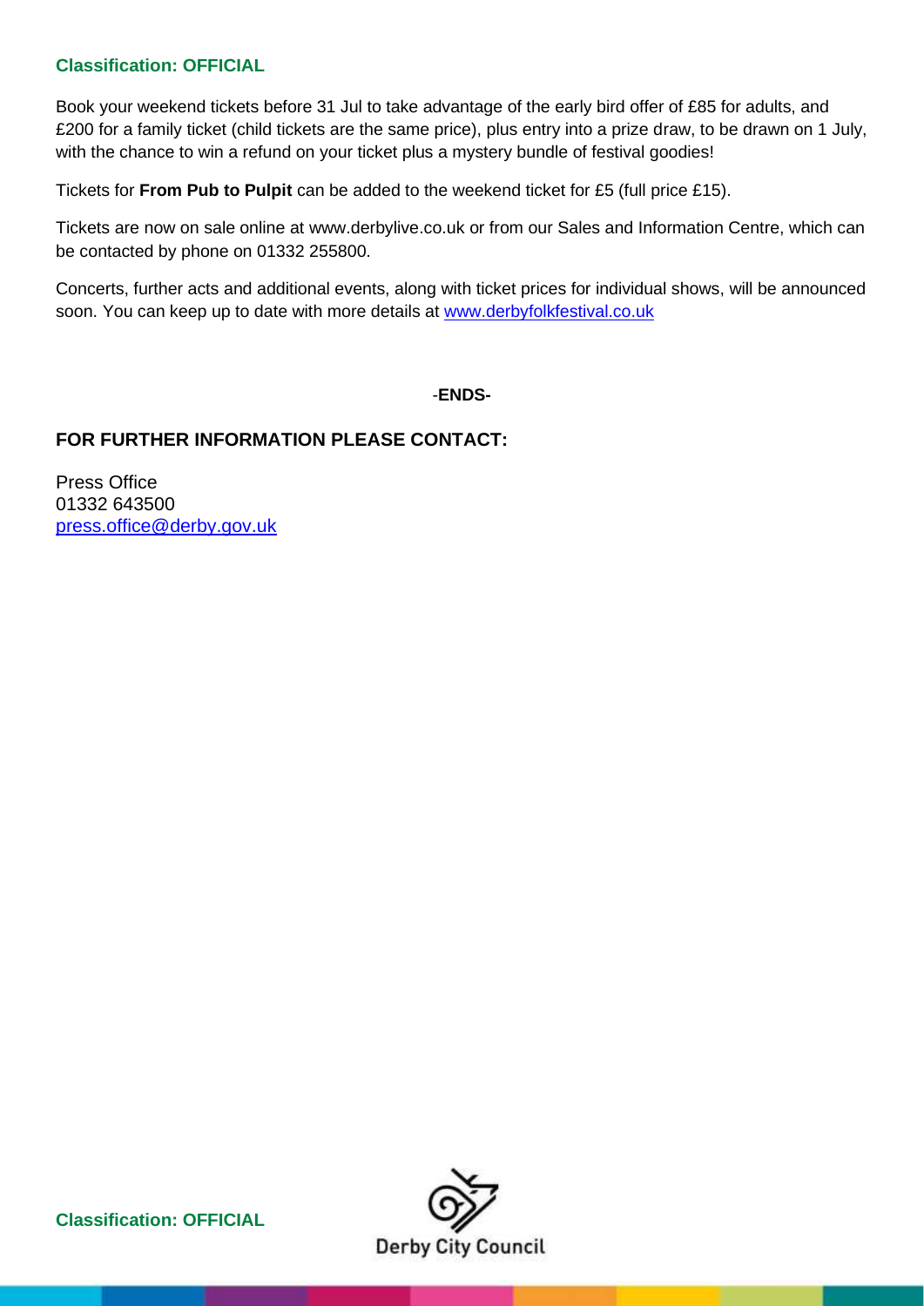**Classification: OFFICIAL**

Book your weekend tickets before 31 Jul to take advantage of the early bird offer of £85 for adults, and £200 for a family ticket (child tickets are the same price), plus entry into a prize draw, to be drawn on 1 July, with the chance to win a refund on your ticket plus a mystery bundle of festival goodies!

Tickets for **From Pub to Pulpit** can be added to the weekend ticket for £5 (full price £15).

Tickets are now on sale online at www.derbylive.co.uk or from our Sales and Information Centre, which can be contacted by phone on 01332 255800.

Concerts, further acts and additional events, along with ticket prices for individual shows, will be announced soon. You can keep up to date with more details at www.derbyfolkfestival.co.uk

-**ENDS-**

**FOR FURTHER INFORMATION PLEASE CONTACT:**

Press Office
01332 643500
press.office@derby.gov.uk

**Classification: OFFICIAL**

Derby City Council